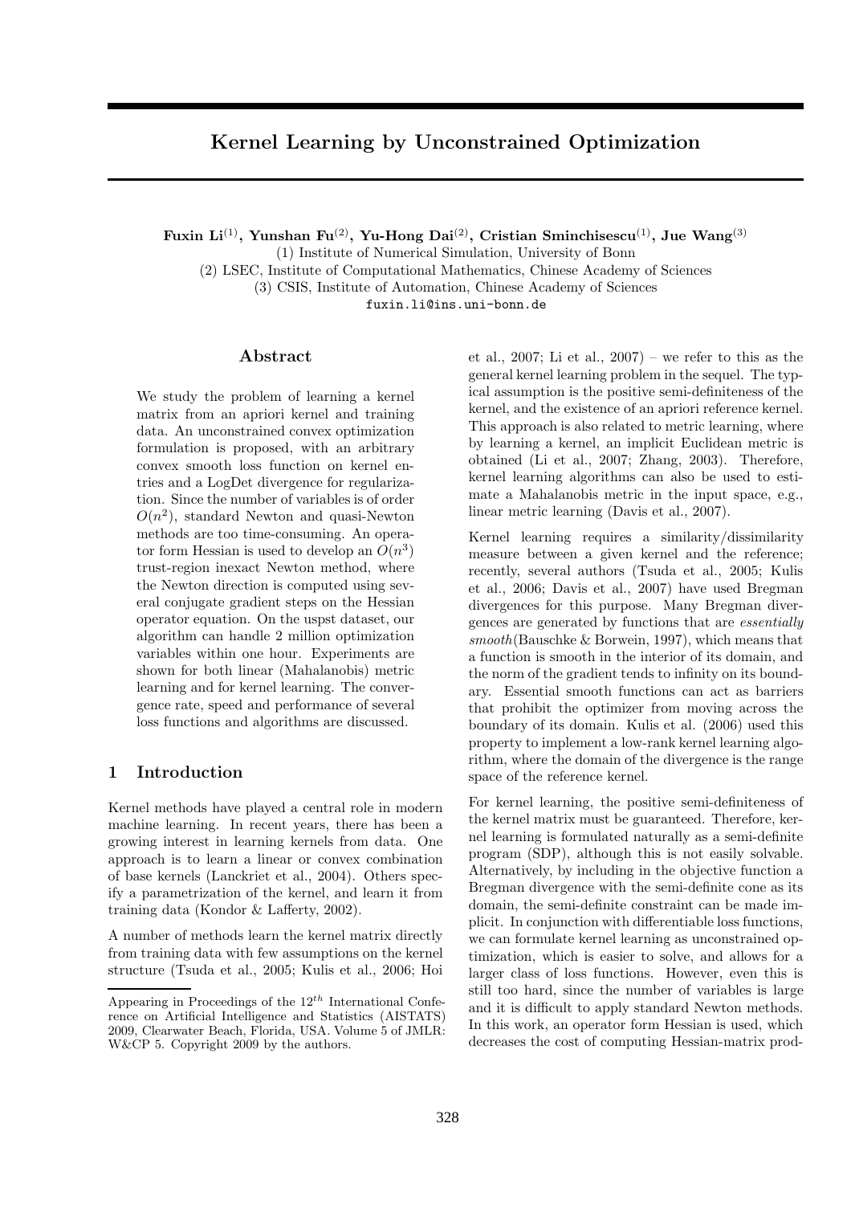# Kernel Learning by Unconstrained Optimization

**Fuxin Li[1], Yunshan Fu[2], Yu-Hong Dai[2], Cristian Sminchisescu[1], Jue Wang[3]**

(1) Institute of Numerical Simulation, University of Bonn
(2) LSEC, Institute of Computational Mathematics, Chinese Academy of Sciences
(3) CSIS, Institute of Automation, Chinese Academy of Sciences
fuxin.li@ins.uni-bonn.de

## Abstract

We study the problem of learning a kernel matrix from an apriori kernel and training data. An unconstrained convex optimization formulation is proposed, with an arbitrary convex smooth loss function on kernel entries and a LogDet divergence for regularization. Since the number of variables is of order $O(n^2)$, standard Newton and quasi-Newton methods are too time-consuming. An operator form Hessian is used to develop an $O(n^3)$ trust-region inexact Newton method, where the Newton direction is computed using several conjugate gradient steps on the Hessian operator equation. On the uspst dataset, our algorithm can handle 2 million optimization variables within one hour. Experiments are shown for both linear (Mahalanobis) metric learning and for kernel learning. The convergence rate, speed and performance of several loss functions and algorithms are discussed.

## 1 Introduction

Kernel methods have played a central role in modern machine learning. In recent years, there has been a growing interest in learning kernels from data. One approach is to learn a linear or convex combination of base kernels (Lanckriet et al., 2004). Others specify a parametrization of the kernel, and learn it from training data (Kondor & Lafferty, 2002).

A number of methods learn the kernel matrix directly from training data with few assumptions on the kernel structure (Tsuda et al., 2005; Kulis et al., 2006; Hoi et al., 2007; Li et al., 2007) – we refer to this as the general kernel learning problem in the sequel. The typical assumption is the positive semi-definiteness of the kernel, and the existence of an apriori reference kernel. This approach is also related to metric learning, where by learning a kernel, an implicit Euclidean metric is obtained (Li et al., 2007; Zhang, 2003). Therefore, kernel learning algorithms can also be used to estimate a Mahalanobis metric in the input space, e.g., linear metric learning (Davis et al., 2007).

Kernel learning requires a similarity/dissimilarity measure between a given kernel and the reference; recently, several authors (Tsuda et al., 2005; Kulis et al., 2006; Davis et al., 2007) have used Bregman divergences for this purpose. Many Bregman divergences are generated by functions that are *essentially smooth*(Bauschke & Borwein, 1997), which means that a function is smooth in the interior of its domain, and the norm of the gradient tends to infinity on its boundary. Essential smooth functions can act as barriers that prohibit the optimizer from moving across the boundary of its domain. Kulis et al. (2006) used this property to implement a low-rank kernel learning algorithm, where the domain of the divergence is the range space of the reference kernel.

For kernel learning, the positive semi-definiteness of the kernel matrix must be guaranteed. Therefore, kernel learning is formulated naturally as a semi-definite program (SDP), although this is not easily solvable. Alternatively, by including in the objective function a Bregman divergence with the semi-definite cone as its domain, the semi-definite constraint can be made implicit. In conjunction with differentiable loss functions, we can formulate kernel learning as unconstrained optimization, which is easier to solve, and allows for a larger class of loss functions. However, even this is still too hard, since the number of variables is large and it is difficult to apply standard Newton methods. In this work, an operator form Hessian is used, which decreases the cost of computing Hessian-matrix prod-

Appearing in Proceedings of the $12^{th}$ International Conference on Artificial Intelligence and Statistics (AISTATS) 2009, Clearwater Beach, Florida, USA. Volume 5 of JMLR: W&CP 5. Copyright 2009 by the authors.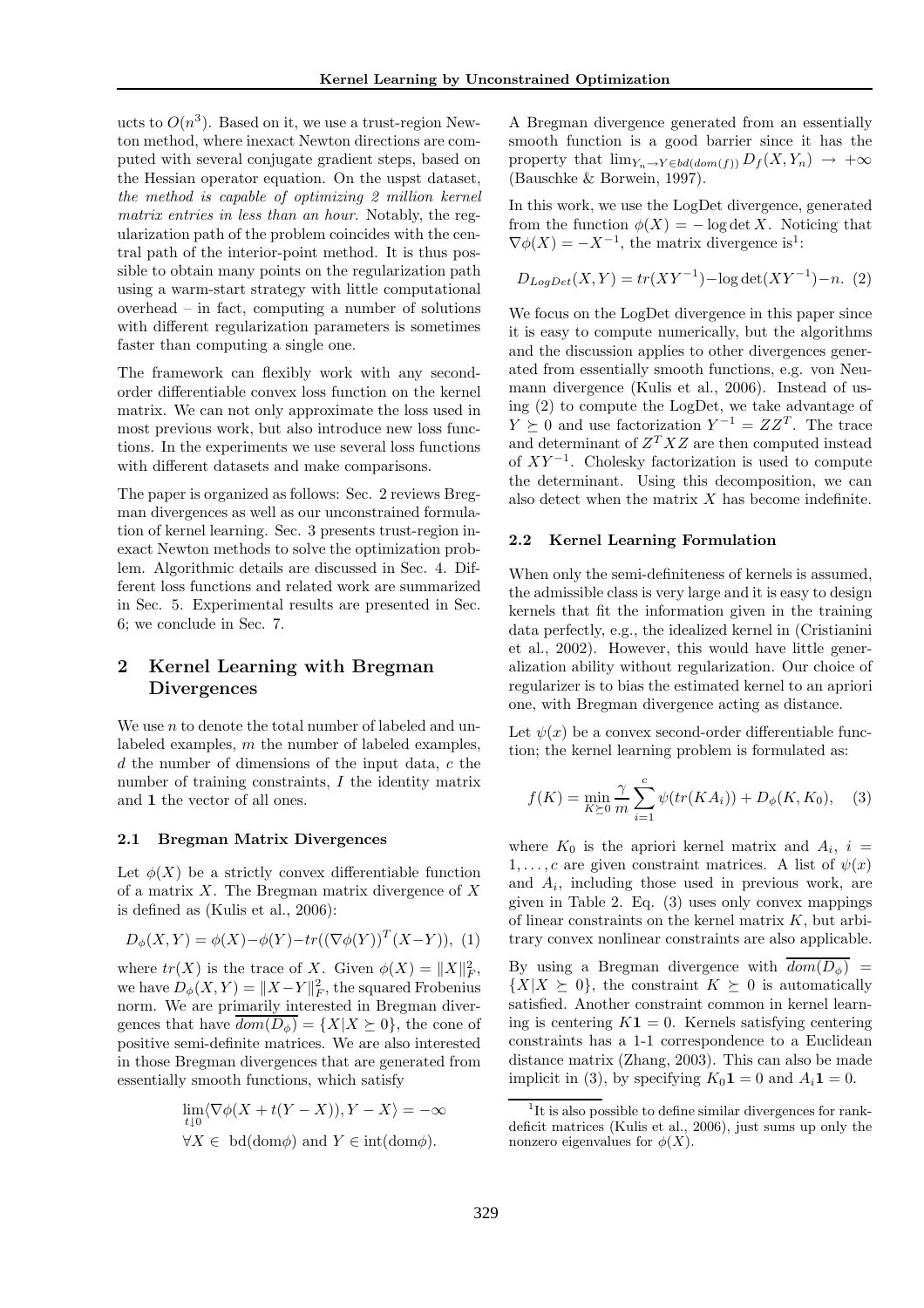ucts to $O(n^3)$. Based on it, we use a trust-region Newton method, where inexact Newton directions are computed with several conjugate gradient steps, based on the Hessian operator equation. On the uspst dataset, *the method is capable of optimizing 2 million kernel matrix entries in less than an hour*. Notably, the regularization path of the problem coincides with the central path of the interior-point method. It is thus possible to obtain many points on the regularization path using a warm-start strategy with little computational overhead – in fact, computing a number of solutions with different regularization parameters is sometimes faster than computing a single one.

The framework can flexibly work with any second-order differentiable convex loss function on the kernel matrix. We can not only approximate the loss used in most previous work, but also introduce new loss functions. In the experiments we use several loss functions with different datasets and make comparisons.

The paper is organized as follows: Sec. 2 reviews Bregman divergences as well as our unconstrained formulation of kernel learning. Sec. 3 presents trust-region inexact Newton methods to solve the optimization problem. Algorithmic details are discussed in Sec. 4. Different loss functions and related work are summarized in Sec. 5. Experimental results are presented in Sec. 6; we conclude in Sec. 7.

## 2 Kernel Learning with Bregman Divergences

We use $n$ to denote the total number of labeled and unlabeled examples, $m$ the number of labeled examples, $d$ the number of dimensions of the input data, $c$ the number of training constraints, $I$ the identity matrix and $\mathbf{1}$ the vector of all ones.

### 2.1 Bregman Matrix Divergences

Let $\phi(X)$ be a strictly convex differentiable function of a matrix $X$. The Bregman matrix divergence of $X$ is defined as (Kulis et al., 2006):

$$D_\phi(X,Y) = \phi(X) - \phi(Y) - tr((\nabla\phi(Y))^T(X-Y)), \quad (1)$$

where $tr(X)$ is the trace of $X$. Given $\phi(X) = \|X\|_F^2$, we have $D_\phi(X,Y) = \|X-Y\|_F^2$, the squared Frobenius norm. We are primarily interested in Bregman divergences that have $\overline{dom(D_\phi)} = \{X | X \succeq 0\}$, the cone of positive semi-definite matrices. We are also interested in those Bregman divergences that are generated from essentially smooth functions, which satisfy

$$\lim_{t \downarrow 0} \langle \nabla\phi(X + t(Y-X)), Y - X\rangle = -\infty$$
$$\forall X \in \text{ bd}(\text{dom}\phi) \text{ and } Y \in \text{int}(\text{dom}\phi).$$

A Bregman divergence generated from an essentially smooth function is a good barrier since it has the property that $\lim_{Y_n \to Y \in bd(dom(f))} D_f(X, Y_n) \to +\infty$ (Bauschke & Borwein, 1997).

In this work, we use the LogDet divergence, generated from the function $\phi(X) = -\log\det X$. Noticing that $\nabla\phi(X) = -X^{-1}$, the matrix divergence is[1]:

$$D_{LogDet}(X,Y) = tr(XY^{-1}) - \log\det(XY^{-1}) - n. \quad (2)$$

We focus on the LogDet divergence in this paper since it is easy to compute numerically, but the algorithms and the discussion applies to other divergences generated from essentially smooth functions, e.g. von Neumann divergence (Kulis et al., 2006). Instead of using (2) to compute the LogDet, we take advantage of $Y \succeq 0$ and use factorization $Y^{-1} = ZZ^T$. The trace and determinant of $Z^TXZ$ are then computed instead of $XY^{-1}$. Cholesky factorization is used to compute the determinant. Using this decomposition, we can also detect when the matrix $X$ has become indefinite.

### 2.2 Kernel Learning Formulation

When only the semi-definiteness of kernels is assumed, the admissible class is very large and it is easy to design kernels that fit the information given in the training data perfectly, e.g., the idealized kernel in (Cristianini et al., 2002). However, this would have little generalization ability without regularization. Our choice of regularizer is to bias the estimated kernel to an apriori one, with Bregman divergence acting as distance.

Let $\psi(x)$ be a convex second-order differentiable function; the kernel learning problem is formulated as:

$$f(K) = \min_{K \succeq 0} \frac{\gamma}{m} \sum_{i=1}^{c} \psi(tr(KA_i)) + D_\phi(K, K_0), \quad (3)$$

where $K_0$ is the apriori kernel matrix and $A_i$, $i = 1, \ldots, c$ are given constraint matrices. A list of $\psi(x)$ and $A_i$, including those used in previous work, are given in Table 2. Eq. (3) uses only convex mappings of linear constraints on the kernel matrix $K$, but arbitrary convex nonlinear constraints are also applicable.

By using a Bregman divergence with $\overline{dom(D_\phi)} = \{X | X \succeq 0\}$, the constraint $K \succeq 0$ is automatically satisfied. Another constraint common in kernel learning is centering $K\mathbf{1} = 0$. Kernels satisfying centering constraints has a 1-1 correspondence to a Euclidean distance matrix (Zhang, 2003). This can also be made implicit in (3), by specifying $K_0\mathbf{1} = 0$ and $A_i\mathbf{1} = 0$.

[1] It is also possible to define similar divergences for rank-deficit matrices (Kulis et al., 2006), just sums up only the nonzero eigenvalues for $\phi(X)$.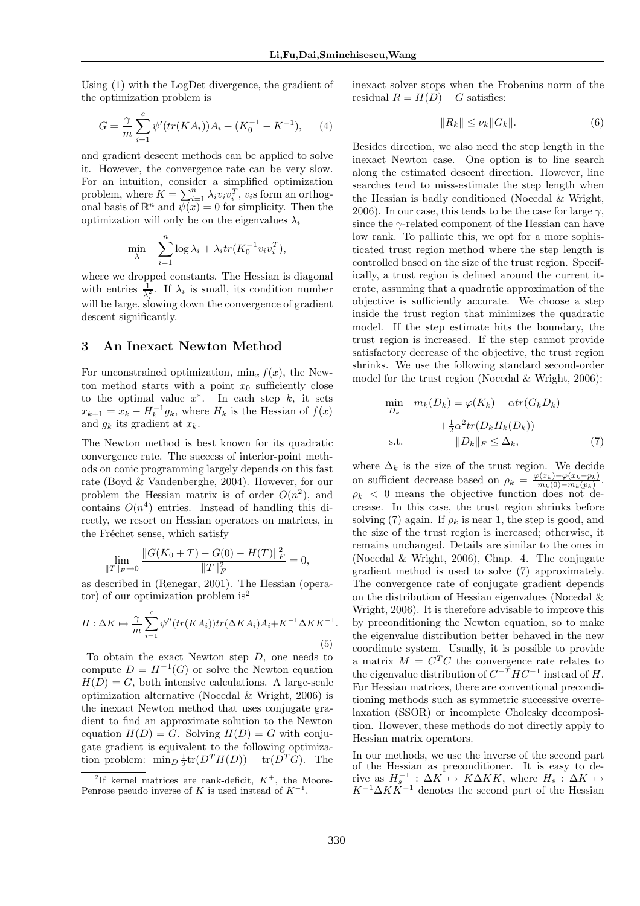Using (1) with the LogDet divergence, the gradient of the optimization problem is

$$G = \frac{\gamma}{m}\sum_{i=1}^{c}\psi'(tr(KA_i))A_i + (K_0^{-1} - K^{-1}), \quad (4)$$

and gradient descent methods can be applied to solve it. However, the convergence rate can be very slow. For an intuition, consider a simplified optimization problem, where $K = \sum_{i=1}^{n}\lambda_i v_i v_i^T$, $v_i$s form an orthogonal basis of $\mathbb{R}^n$ and $\psi(x) = 0$ for simplicity. Then the optimization will only be on the eigenvalues $\lambda_i$

$$\min_{\lambda} - \sum_{i=1}^{n}\log\lambda_i + \lambda_i tr(K_0^{-1}v_i v_i^T),$$

where we dropped constants. The Hessian is diagonal with entries $\frac{1}{\lambda_i^2}$. If $\lambda_i$ is small, its condition number will be large, slowing down the convergence of gradient descent significantly.

## 3 An Inexact Newton Method

For unconstrained optimization, $\min_x f(x)$, the Newton method starts with a point $x_0$ sufficiently close to the optimal value $x^*$. In each step $k$, it sets $x_{k+1} = x_k - H_k^{-1}g_k$, where $H_k$ is the Hessian of $f(x)$ and $g_k$ its gradient at $x_k$.

The Newton method is best known for its quadratic convergence rate. The success of interior-point methods on conic programming largely depends on this fast rate (Boyd & Vandenberghe, 2004). However, for our problem the Hessian matrix is of order $O(n^2)$, and contains $O(n^4)$ entries. Instead of handling this directly, we resort on Hessian operators on matrices, in the Fréchet sense, which satisfy

$$\lim_{\|T\|_F \to 0}\frac{\|G(K_0+T) - G(0) - H(T)\|_F^2}{\|T\|_F^2} = 0,$$

as described in (Renegar, 2001). The Hessian (operator) of our optimization problem is[2]

$$H : \Delta K \mapsto \frac{\gamma}{m}\sum_{i=1}^{c}\psi''(tr(KA_i))tr(\Delta K A_i)A_i + K^{-1}\Delta K K^{-1}. \quad (5)$$

To obtain the exact Newton step $D$, one needs to compute $D = H^{-1}(G)$ or solve the Newton equation $H(D) = G$, both intensive calculations. A large-scale optimization alternative (Nocedal & Wright, 2006) is the inexact Newton method that uses conjugate gradient to find an approximate solution to the Newton equation $H(D) = G$. Solving $H(D) = G$ with conjugate gradient is equivalent to the following optimization problem: $\min_D \frac{1}{2}\text{tr}(D^T H(D)) - \text{tr}(D^T G)$. The inexact solver stops when the Frobenius norm of the residual $R = H(D) - G$ satisfies:

$$\|R_k\| \leq \nu_k \|G_k\|. \quad (6)$$

Besides direction, we also need the step length in the inexact Newton case. One option is to line search along the estimated descent direction. However, line searches tend to miss-estimate the step length when the Hessian is badly conditioned (Nocedal & Wright, 2006). In our case, this tends to be the case for large $\gamma$, since the $\gamma$-related component of the Hessian can have low rank. To palliate this, we opt for a more sophisticated trust region method where the step length is controlled based on the size of the trust region. Specifically, a trust region is defined around the current iterate, assuming that a quadratic approximation of the objective is sufficiently accurate. We choose a step inside the trust region that minimizes the quadratic model. If the step estimate hits the boundary, the trust region is increased. If the step cannot provide satisfactory decrease of the objective, the trust region shrinks. We use the following standard second-order model for the trust region (Nocedal & Wright, 2006):

$$\begin{aligned}\min_{D_k} \quad & m_k(D_k) = \varphi(K_k) - \alpha tr(G_k D_k) \\ & \quad + \tfrac{1}{2}\alpha^2 tr(D_k H_k(D_k)) \\ \text{s.t.} \quad & \|D_k\|_F \leq \Delta_k, \end{aligned} \quad (7)$$

where $\Delta_k$ is the size of the trust region. We decide on sufficient decrease based on $\rho_k = \frac{\varphi(x_k) - \varphi(x_k - p_k)}{m_k(0) - m_k(p_k)}$. $\rho_k < 0$ means the objective function does not decrease. In this case, the trust region shrinks before solving (7) again. If $\rho_k$ is near 1, the step is good, and the size of the trust region is increased; otherwise, it remains unchanged. Details are similar to the ones in (Nocedal & Wright, 2006), Chap. 4. The conjugate gradient method is used to solve (7) approximately. The convergence rate of conjugate gradient depends on the distribution of Hessian eigenvalues (Nocedal & Wright, 2006). It is therefore advisable to improve this by preconditioning the Newton equation, so to make the eigenvalue distribution better behaved in the new coordinate system. Usually, it is possible to provide a matrix $M = C^T C$ the convergence rate relates to the eigenvalue distribution of $C^{-T}HC^{-1}$ instead of $H$. For Hessian matrices, there are conventional preconditioning methods such as symmetric successive overrelaxation (SSOR) or incomplete Cholesky decomposition. However, these methods do not directly apply to Hessian matrix operators.

In our methods, we use the inverse of the second part of the Hessian as preconditioner. It is easy to derive as $H_s^{-1} : \Delta K \mapsto K\Delta K K$, where $H_s : \Delta K \mapsto K^{-1}\Delta K K^{-1}$ denotes the second part of the Hessian

[2] If kernel matrices are rank-deficit, $K^+$, the Moore-Penrose pseudo inverse of $K$ is used instead of $K^{-1}$.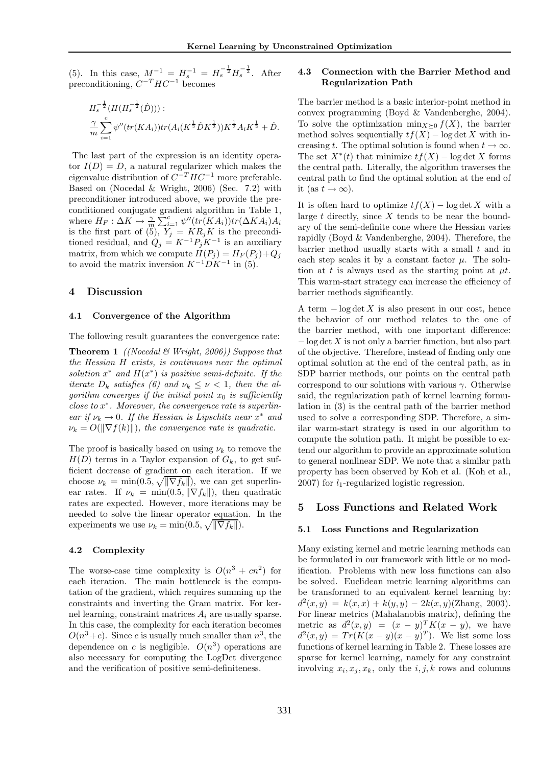(5). In this case, $M^{-1} = H_s^{-1} = H_s^{-\frac{1}{2}} H_s^{-\frac{1}{2}}$. After preconditioning, $C^{-T}HC^{-1}$ becomes

$$H_s^{-\frac{1}{2}}(H(H_s^{-\frac{1}{2}}(\hat{D}))):$$
$$\frac{\gamma}{m}\sum_{i=1}^{c}\psi''(tr(KA_i))tr(A_i(K^{\frac{1}{2}}\hat{D}K^{\frac{1}{2}}))K^{\frac{1}{2}}A_iK^{\frac{1}{2}}+\hat{D}.$$

The last part of the expression is an identity operator $I(D) = D$, a natural regularizer which makes the eigenvalue distribution of $C^{-T}HC^{-1}$ more preferable. Based on (Nocedal & Wright, 2006) (Sec. 7.2) with preconditioner introduced above, we provide the preconditioned conjugate gradient algorithm in Table 1, where $H_F : \Delta K \mapsto \frac{\gamma}{m}\sum_{i=1}^{c}\psi''(tr(KA_i))tr(\Delta KA_i)A_i$ is the first part of (5), $Y_j = KR_jK$ is the preconditioned residual, and $Q_j = K^{-1}P_jK^{-1}$ is an auxiliary matrix, from which we compute $H(P_j) = H_F(P_j) + Q_j$ to avoid the matrix inversion $K^{-1}DK^{-1}$ in (5).

## 4 Discussion

### 4.1 Convergence of the Algorithm

The following result guarantees the convergence rate:

**Theorem 1** *((Nocedal & Wright, 2006)) Suppose that the Hessian $H$ exists, is continuous near the optimal solution $x^*$ and $H(x^*)$ is positive semi-definite. If the iterate $D_k$ satisfies (6) and $\nu_k \le \nu < 1$, then the algorithm converges if the initial point $x_0$ is sufficiently close to $x^*$. Moreover, the convergence rate is superlinear if $\nu_k \to 0$. If the Hessian is Lipschitz near $x^*$ and $\nu_k = O(\|\nabla f(k)\|)$, the convergence rate is quadratic.*

The proof is basically based on using $\nu_k$ to remove the $H(D)$ terms in a Taylor expansion of $G_k$, to get sufficient decrease of gradient on each iteration. If we choose $\nu_k = \min(0.5, \sqrt{\|\nabla f_k\|})$, we can get superlinear rates. If $\nu_k = \min(0.5, \|\nabla f_k\|)$, then quadratic rates are expected. However, more iterations may be needed to solve the linear operator equation. In the experiments we use $\nu_k = \min(0.5, \sqrt{\|\nabla f_k\|})$.

### 4.2 Complexity

The worse-case time complexity is $O(n^3 + cn^2)$ for each iteration. The main bottleneck is the computation of the gradient, which requires summing up the constraints and inverting the Gram matrix. For kernel learning, constraint matrices $A_i$ are usually sparse. In this case, the complexity for each iteration becomes $O(n^3 + c)$. Since $c$ is usually much smaller than $n^3$, the dependence on $c$ is negligible. $O(n^3)$ operations are also necessary for computing the LogDet divergence and the verification of positive semi-definiteness.

### 4.3 Connection with the Barrier Method and Regularization Path

The barrier method is a basic interior-point method in convex programming (Boyd & Vandenberghe, 2004). To solve the optimization $\min_{X \succeq 0} f(X)$, the barrier method solves sequentially $tf(X) - \log\det X$ with increasing $t$. The optimal solution is found when $t \to \infty$. The set $X^*(t)$ that minimize $tf(X) - \log\det X$ forms the central path. Literally, the algorithm traverses the central path to find the optimal solution at the end of it (as $t \to \infty$).

It is often hard to optimize $tf(X) - \log\det X$ with a large $t$ directly, since $X$ tends to be near the boundary of the semi-definite cone where the Hessian varies rapidly (Boyd & Vandenberghe, 2004). Therefore, the barrier method usually starts with a small $t$ and in each step scales it by a constant factor $\mu$. The solution at $t$ is always used as the starting point at $\mu t$. This warm-start strategy can increase the efficiency of barrier methods significantly.

A term $-\log\det X$ is also present in our cost, hence the behavior of our method relates to the one of the barrier method, with one important difference: $-\log\det X$ is not only a barrier function, but also part of the objective. Therefore, instead of finding only one optimal solution at the end of the central path, as in SDP barrier methods, our points on the central path correspond to our solutions with various $\gamma$. Otherwise said, the regularization path of kernel learning formulation in (3) is the central path of the barrier method used to solve a corresponding SDP. Therefore, a similar warm-start strategy is used in our algorithm to compute the solution path. It might be possible to extend our algorithm to provide an approximate solution to general nonlinear SDP. We note that a similar path property has been observed by Koh et al. (Koh et al., 2007) for $l_1$-regularized logistic regression.

## 5 Loss Functions and Related Work

### 5.1 Loss Functions and Regularization

Many existing kernel and metric learning methods can be formulated in our framework with little or no modification. Problems with new loss functions can also be solved. Euclidean metric learning algorithms can be transformed to an equivalent kernel learning by: $d^2(x,y) = k(x,x) + k(y,y) - 2k(x,y)$(Zhang, 2003). For linear metrics (Mahalanobis matrix), defining the metric as $d^2(x,y) = (x-y)^T K(x-y)$, we have $d^2(x,y) = Tr(K(x-y)(x-y)^T)$. We list some loss functions of kernel learning in Table 2. These losses are sparse for kernel learning, namely for any constraint involving $x_i, x_j, x_k$, only the $i, j, k$ rows and columns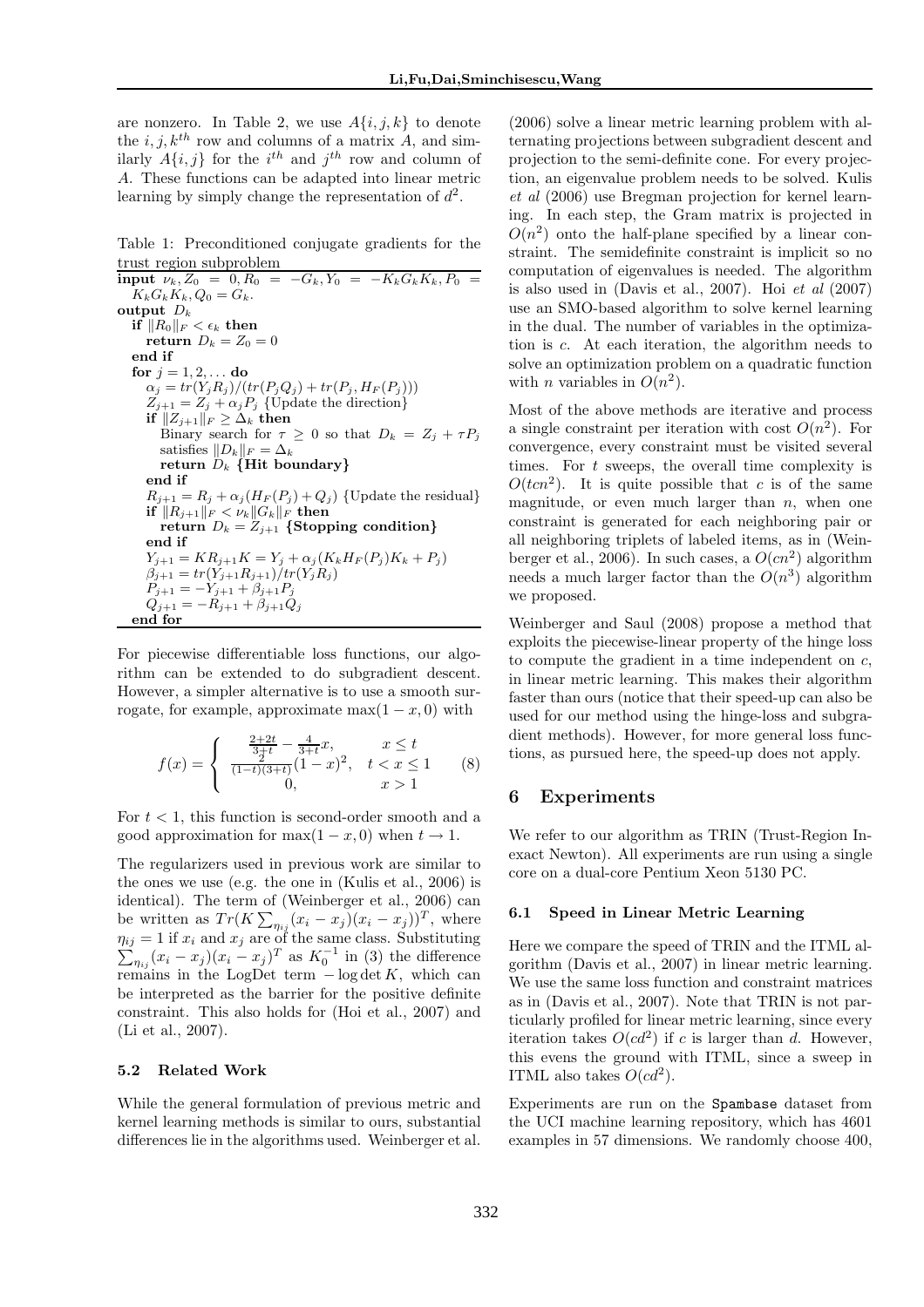are nonzero. In Table 2, we use $A\{i, j, k\}$ to denote the $i, j, k^{th}$ row and columns of a matrix $A$, and similarly $A\{i, j\}$ for the $i^{th}$ and $j^{th}$ row and column of $A$. These functions can be adapted into linear metric learning by simply change the representation of $d^2$.

Table 1: Preconditioned conjugate gradients for the trust region subproblem

```
input ν_k, Z_0 = 0, R_0 = −G_k, Y_0 = −K_k G_k K_k, P_0 = K_k G_k K_k, Q_0 = G_k.
output D_k
  if ||R_0||_F < ε_k then
    return D_k = Z_0 = 0
  end if
  for j = 1, 2, ... do
    α_j = tr(Y_j R_j)/(tr(P_j Q_j) + tr(P_j, H_F(P_j)))
    Z_{j+1} = Z_j + α_j P_j {Update the direction}
    if ||Z_{j+1}||_F ≥ Δ_k then
      Binary search for τ ≥ 0 so that D_k = Z_j + τP_j satisfies ||D_k||_F = Δ_k
      return D_k {Hit boundary}
    end if
    R_{j+1} = R_j + α_j(H_F(P_j) + Q_j) {Update the residual}
    if ||R_{j+1}||_F < ν_k ||G_k||_F then
      return D_k = Z_{j+1} {Stopping condition}
    end if
    Y_{j+1} = K R_{j+1} K = Y_j + α_j(K_k H_F(P_j) K_k + P_j)
    β_{j+1} = tr(Y_{j+1} R_{j+1})/tr(Y_j R_j)
    P_{j+1} = −Y_{j+1} + β_{j+1} P_j
    Q_{j+1} = −R_{j+1} + β_{j+1} Q_j
  end for
```

For piecewise differentiable loss functions, our algorithm can be extended to do subgradient descent. However, a simpler alternative is to use a smooth surrogate, for example, approximate $\max(1 - x, 0)$ with

$$f(x) = \begin{cases} \frac{2+2t}{3+t} - \frac{4}{3+t}x, & x \le t \\ \frac{2}{(1-t)(3+t)}(1-x)^2, & t < x \le 1 \\ 0, & x > 1 \end{cases} \quad (8)$$

For $t < 1$, this function is second-order smooth and a good approximation for $\max(1 - x, 0)$ when $t \to 1$.

The regularizers used in previous work are similar to the ones we use (e.g. the one in (Kulis et al., 2006) is identical). The term of (Weinberger et al., 2006) can be written as $Tr(K \sum_{\eta_{ij}} (x_i - x_j)(x_i - x_j))^T$, where $\eta_{ij} = 1$ if $x_i$ and $x_j$ are of the same class. Substituting $\sum_{\eta_{ij}} (x_i - x_j)(x_i - x_j)^T$ as $K_0^{-1}$ in (3) the difference remains in the LogDet term $-\log \det K$, which can be interpreted as the barrier for the positive definite constraint. This also holds for (Hoi et al., 2007) and (Li et al., 2007).

### 5.2 Related Work

While the general formulation of previous metric and kernel learning methods is similar to ours, substantial differences lie in the algorithms used. Weinberger et al. (2006) solve a linear metric learning problem with alternating projections between subgradient descent and projection to the semi-definite cone. For every projection, an eigenvalue problem needs to be solved. Kulis *et al* (2006) use Bregman projection for kernel learning. In each step, the Gram matrix is projected in $O(n^2)$ onto the half-plane specified by a linear constraint. The semidefinite constraint is implicit so no computation of eigenvalues is needed. The algorithm is also used in (Davis et al., 2007). Hoi *et al* (2007) use an SMO-based algorithm to solve kernel learning in the dual. The number of variables in the optimization is $c$. At each iteration, the algorithm needs to solve an optimization problem on a quadratic function with $n$ variables in $O(n^2)$.

Most of the above methods are iterative and process a single constraint per iteration with cost $O(n^2)$. For convergence, every constraint must be visited several times. For $t$ sweeps, the overall time complexity is $O(tcn^2)$. It is quite possible that $c$ is of the same magnitude, or even much larger than $n$, when one constraint is generated for each neighboring pair or all neighboring triplets of labeled items, as in (Weinberger et al., 2006). In such cases, a $O(cn^2)$ algorithm needs a much larger factor than the $O(n^3)$ algorithm we proposed.

Weinberger and Saul (2008) propose a method that exploits the piecewise-linear property of the hinge loss to compute the gradient in a time independent on $c$, in linear metric learning. This makes their algorithm faster than ours (notice that their speed-up can also be used for our method using the hinge-loss and subgradient methods). However, for more general loss functions, as pursued here, the speed-up does not apply.

## 6 Experiments

We refer to our algorithm as TRIN (Trust-Region Inexact Newton). All experiments are run using a single core on a dual-core Pentium Xeon 5130 PC.

### 6.1 Speed in Linear Metric Learning

Here we compare the speed of TRIN and the ITML algorithm (Davis et al., 2007) in linear metric learning. We use the same loss function and constraint matrices as in (Davis et al., 2007). Note that TRIN is not particularly profiled for linear metric learning, since every iteration takes $O(cd^2)$ if $c$ is larger than $d$. However, this evens the ground with ITML, since a sweep in ITML also takes $O(cd^2)$.

Experiments are run on the Spambase dataset from the UCI machine learning repository, which has 4601 examples in 57 dimensions. We randomly choose 400,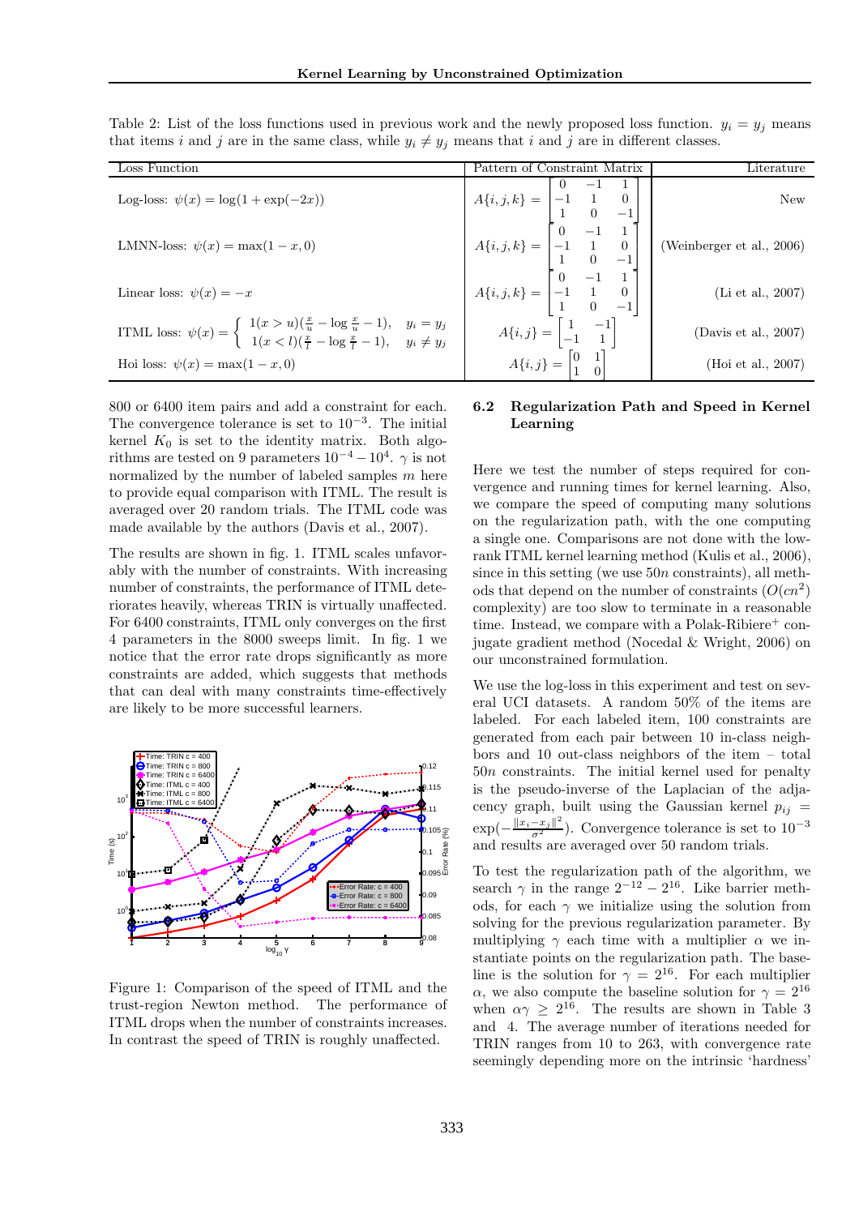Table 2: List of the loss functions used in previous work and the newly proposed loss function. $y_i = y_j$ means that items $i$ and $j$ are in the same class, while $y_i \neq y_j$ means that $i$ and $j$ are in different classes.

| Loss Function | Pattern of Constraint Matrix | Literature |
|---|---|---|
| Log-loss: $\psi(x) = \log(1 + \exp(-2x))$ | $A\{i,j,k\} = \begin{bmatrix} 0 & -1 & 1 \\ -1 & 1 & 0 \\ 1 & 0 & -1 \end{bmatrix}$ | New |
| LMNN-loss: $\psi(x) = \max(1 - x, 0)$ | $A\{i,j,k\} = \begin{bmatrix} 0 & -1 & 1 \\ -1 & 1 & 0 \\ 1 & 0 & -1 \end{bmatrix}$ | (Weinberger et al., 2006) |
| Linear loss: $\psi(x) = -x$ | $A\{i,j,k\} = \begin{bmatrix} 0 & -1 & 1 \\ -1 & 1 & 0 \\ 1 & 0 & -1 \end{bmatrix}$ | (Li et al., 2007) |
| ITML loss: $\psi(x) = \begin{cases} 1(x > u)(\frac{x}{u} - \log\frac{x}{u} - 1), & y_i = y_j \\ 1(x < l)(\frac{x}{l} - \log\frac{x}{l} - 1), & y_i \neq y_j \end{cases}$ | $A\{i,j\} = \begin{bmatrix} 1 & -1 \\ -1 & 1 \end{bmatrix}$ | (Davis et al., 2007) |
| Hoi loss: $\psi(x) = \max(1 - x, 0)$ | $A\{i,j\} = \begin{bmatrix} 0 & 1 \\ 1 & 0 \end{bmatrix}$ | (Hoi et al., 2007) |

800 or 6400 item pairs and add a constraint for each. The convergence tolerance is set to $10^{-3}$. The initial kernel $K_0$ is set to the identity matrix. Both algorithms are tested on 9 parameters $10^{-4} - 10^{4}$. $\gamma$ is not normalized by the number of labeled samples $m$ here to provide equal comparison with ITML. The result is averaged over 20 random trials. The ITML code was made available by the authors (Davis et al., 2007).

The results are shown in fig. 1. ITML scales unfavorably with the number of constraints. With increasing number of constraints, the performance of ITML deteriorates heavily, whereas TRIN is virtually unaffected. For 6400 constraints, ITML only converges on the first 4 parameters in the 8000 sweeps limit. In fig. 1 we notice that the error rate drops significantly as more constraints are added, which suggests that methods that can deal with many constraints time-effectively are likely to be more successful learners.

Figure 1: Comparison of the speed of ITML and the trust-region Newton method. The performance of ITML drops when the number of constraints increases. In contrast the speed of TRIN is roughly unaffected.

### 6.2 Regularization Path and Speed in Kernel Learning

Here we test the number of steps required for convergence and running times for kernel learning. Also, we compare the speed of computing many solutions on the regularization path, with the one computing a single one. Comparisons are not done with the low-rank ITML kernel learning method (Kulis et al., 2006), since in this setting (we use $50n$ constraints), all methods that depend on the number of constraints ($O(cn^2)$ complexity) are too slow to terminate in a reasonable time. Instead, we compare with a Polak-Ribiere$^+$ conjugate gradient method (Nocedal & Wright, 2006) on our unconstrained formulation.

We use the log-loss in this experiment and test on several UCI datasets. A random 50% of the items are labeled. For each labeled item, 100 constraints are generated from each pair between 10 in-class neighbors and 10 out-class neighbors of the item – total $50n$ constraints. The initial kernel used for penalty is the pseudo-inverse of the Laplacian of the adjacency graph, built using the Gaussian kernel $p_{ij} = \exp(-\frac{\|x_i - x_j\|^2}{\sigma^2})$. Convergence tolerance is set to $10^{-3}$ and results are averaged over 50 random trials.

To test the regularization path of the algorithm, we search $\gamma$ in the range $2^{-12} - 2^{16}$. Like barrier methods, for each $\gamma$ we initialize using the solution from solving for the previous regularization parameter. By multiplying $\gamma$ each time with a multiplier $\alpha$ we instantiate points on the regularization path. The baseline is the solution for $\gamma = 2^{16}$. For each multiplier $\alpha$, we also compute the baseline solution for $\gamma = 2^{16}$ when $\alpha\gamma \geq 2^{16}$. The results are shown in Table 3 and 4. The average number of iterations needed for TRIN ranges from 10 to 263, with convergence rate seemingly depending more on the intrinsic 'hardness'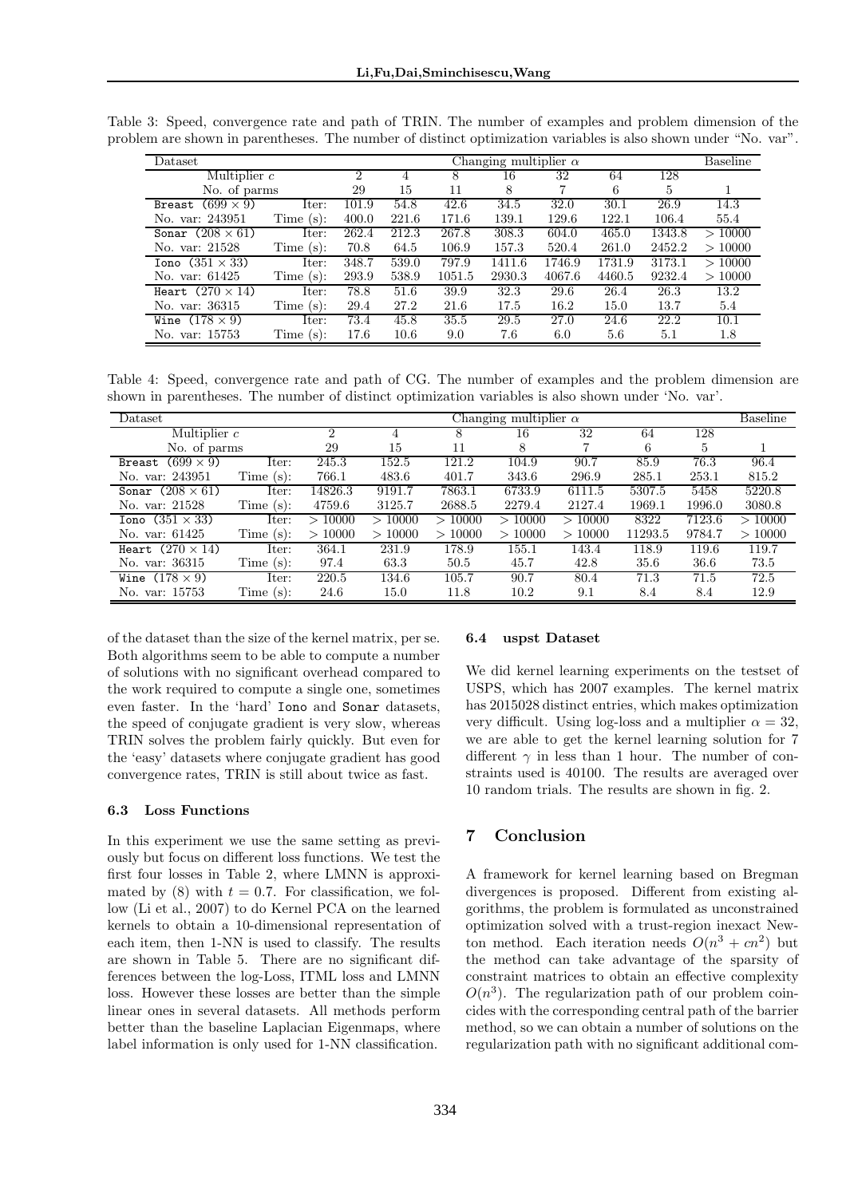Table 3: Speed, convergence rate and path of TRIN. The number of examples and problem dimension of the problem are shown in parentheses. The number of distinct optimization variables is also shown under "No. var".

| Dataset | | Changing multiplier $\alpha$ | | | | | | | Baseline |
|---|---|---|---|---|---|---|---|---|---|
| Multiplier $c$ | | 2 | 4 | 8 | 16 | 32 | 64 | 128 | |
| No. of parms | | 29 | 15 | 11 | 8 | 7 | 6 | 5 | 1 |
| Breast $(699 \times 9)$ | Iter: | 101.9 | 54.8 | 42.6 | 34.5 | 32.0 | 30.1 | 26.9 | 14.3 |
| No. var: 243951 | Time (s): | 400.0 | 221.6 | 171.6 | 139.1 | 129.6 | 122.1 | 106.4 | 55.4 |
| Sonar $(208 \times 61)$ | Iter: | 262.4 | 212.3 | 267.8 | 308.3 | 604.0 | 465.0 | 1343.8 | $> 10000$ |
| No. var: 21528 | Time (s): | 70.8 | 64.5 | 106.9 | 157.3 | 520.4 | 261.0 | 2452.2 | $> 10000$ |
| Iono $(351 \times 33)$ | Iter: | 348.7 | 539.0 | 797.9 | 1411.6 | 1746.9 | 1731.9 | 3173.1 | $> 10000$ |
| No. var: 61425 | Time (s): | 293.9 | 538.9 | 1051.5 | 2930.3 | 4067.6 | 4460.5 | 9232.4 | $> 10000$ |
| Heart $(270 \times 14)$ | Iter: | 78.8 | 51.6 | 39.9 | 32.3 | 29.6 | 26.4 | 26.3 | 13.2 |
| No. var: 36315 | Time (s): | 29.4 | 27.2 | 21.6 | 17.5 | 16.2 | 15.0 | 13.7 | 5.4 |
| Wine $(178 \times 9)$ | Iter: | 73.4 | 45.8 | 35.5 | 29.5 | 27.0 | 24.6 | 22.2 | 10.1 |
| No. var: 15753 | Time (s): | 17.6 | 10.6 | 9.0 | 7.6 | 6.0 | 5.6 | 5.1 | 1.8 |

Table 4: Speed, convergence rate and path of CG. The number of examples and the problem dimension are shown in parentheses. The number of distinct optimization variables is also shown under 'No. var'.

| Dataset | | Changing multiplier $\alpha$ | | | | | | | Baseline |
|---|---|---|---|---|---|---|---|---|---|
| Multiplier $c$ | | 2 | 4 | 8 | 16 | 32 | 64 | 128 | |
| No. of parms | | 29 | 15 | 11 | 8 | 7 | 6 | 5 | 1 |
| Breast $(699 \times 9)$ | Iter: | 245.3 | 152.5 | 121.2 | 104.9 | 90.7 | 85.9 | 76.3 | 96.4 |
| No. var: 243951 | Time (s): | 766.1 | 483.6 | 401.7 | 343.6 | 296.9 | 285.1 | 253.1 | 815.2 |
| Sonar $(208 \times 61)$ | Iter: | 14826.3 | 9191.7 | 7863.1 | 6733.9 | 6111.5 | 5307.5 | 5458 | 5220.8 |
| No. var: 21528 | Time (s): | 4759.6 | 3125.7 | 2688.5 | 2279.4 | 2127.4 | 1969.1 | 1996.0 | 3080.8 |
| Iono $(351 \times 33)$ | Iter: | $> 10000$ | $> 10000$ | $> 10000$ | $> 10000$ | $> 10000$ | 8322 | 7123.6 | $> 10000$ |
| No. var: 61425 | Time (s): | $> 10000$ | $> 10000$ | $> 10000$ | $> 10000$ | $> 10000$ | 11293.5 | 9784.7 | $> 10000$ |
| Heart $(270 \times 14)$ | Iter: | 364.1 | 231.9 | 178.9 | 155.1 | 143.4 | 118.9 | 119.6 | 119.7 |
| No. var: 36315 | Time (s): | 97.4 | 63.3 | 50.5 | 45.7 | 42.8 | 35.6 | 36.6 | 73.5 |
| Wine $(178 \times 9)$ | Iter: | 220.5 | 134.6 | 105.7 | 90.7 | 80.4 | 71.3 | 71.5 | 72.5 |
| No. var: 15753 | Time (s): | 24.6 | 15.0 | 11.8 | 10.2 | 9.1 | 8.4 | 8.4 | 12.9 |

of the dataset than the size of the kernel matrix, per se. Both algorithms seem to be able to compute a number of solutions with no significant overhead compared to the work required to compute a single one, sometimes even faster. In the 'hard' Iono and Sonar datasets, the speed of conjugate gradient is very slow, whereas TRIN solves the problem fairly quickly. But even for the 'easy' datasets where conjugate gradient has good convergence rates, TRIN is still about twice as fast.

### 6.3 Loss Functions

In this experiment we use the same setting as previously but focus on different loss functions. We test the first four losses in Table 2, where LMNN is approximated by (8) with $t = 0.7$. For classification, we follow (Li et al., 2007) to do Kernel PCA on the learned kernels to obtain a 10-dimensional representation of each item, then 1-NN is used to classify. The results are shown in Table 5. There are no significant differences between the log-Loss, ITML loss and LMNN loss. However these losses are better than the simple linear ones in several datasets. All methods perform better than the baseline Laplacian Eigenmaps, where label information is only used for 1-NN classification.

### 6.4 uspst Dataset

We did kernel learning experiments on the testset of USPS, which has 2007 examples. The kernel matrix has 2015028 distinct entries, which makes optimization very difficult. Using log-loss and a multiplier $\alpha = 32$, we are able to get the kernel learning solution for 7 different $\gamma$ in less than 1 hour. The number of constraints used is 40100. The results are averaged over 10 random trials. The results are shown in fig. 2.

## 7 Conclusion

A framework for kernel learning based on Bregman divergences is proposed. Different from existing algorithms, the problem is formulated as unconstrained optimization solved with a trust-region inexact Newton method. Each iteration needs $O(n^3 + cn^2)$ but the method can take advantage of the sparsity of constraint matrices to obtain an effective complexity $O(n^3)$. The regularization path of our problem coincides with the corresponding central path of the barrier method, so we can obtain a number of solutions on the regularization path with no significant additional com-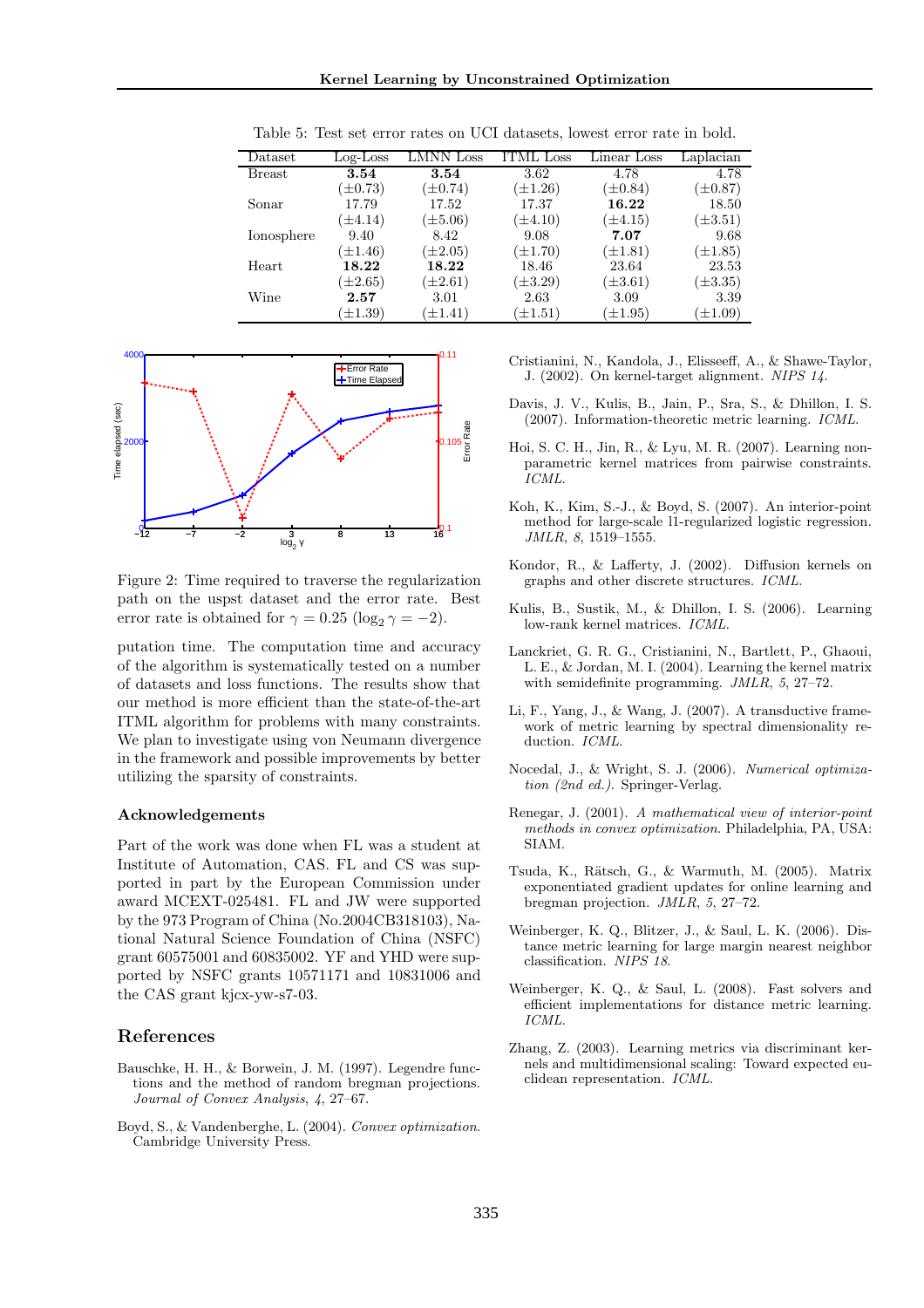Table 5: Test set error rates on UCI datasets, lowest error rate in bold.

| Dataset | Log-Loss | LMNN Loss | ITML Loss | Linear Loss | Laplacian |
|---|---|---|---|---|---|
| Breast | **3.54** | **3.54** | 3.62 | 4.78 | 4.78 |
| | (±0.73) | (±0.74) | (±1.26) | (±0.84) | (±0.87) |
| Sonar | 17.79 | 17.52 | 17.37 | **16.22** | 18.50 |
| | (±4.14) | (±5.06) | (±4.10) | (±4.15) | (±3.51) |
| Ionosphere | 9.40 | 8.42 | 9.08 | **7.07** | 9.68 |
| | (±1.46) | (±2.05) | (±1.70) | (±1.81) | (±1.85) |
| Heart | **18.22** | **18.22** | 18.46 | 23.64 | 23.53 |
| | (±2.65) | (±2.61) | (±3.29) | (±3.61) | (±3.35) |
| Wine | **2.57** | 3.01 | 2.63 | 3.09 | 3.39 |
| | (±1.39) | (±1.41) | (±1.51) | (±1.95) | (±1.09) |

4000
2000
0
Time elapsed (sec)
0.11
0.105
0.1
Error Rate
Error Rate
Time Elapsed
−12 −7 −2 3 8 13 16
$\log_2 \gamma$

Figure 2: Time required to traverse the regularization path on the uspst dataset and the error rate. Best error rate is obtained for $\gamma = 0.25$ ($\log_2 \gamma = -2$).

putation time. The computation time and accuracy of the algorithm is systematically tested on a number of datasets and loss functions. The results show that our method is more efficient than the state-of-the-art ITML algorithm for problems with many constraints. We plan to investigate using von Neumann divergence in the framework and possible improvements by better utilizing the sparsity of constraints.

## Acknowledgements

Part of the work was done when FL was a student at Institute of Automation, CAS. FL and CS was supported in part by the European Commission under award MCEXT-025481. FL and JW were supported by the 973 Program of China (No.2004CB318103), National Natural Science Foundation of China (NSFC) grant 60575001 and 60835002. YF and YHD were supported by NSFC grants 10571171 and 10831006 and the CAS grant kjcx-yw-s7-03.

## References

Bauschke, H. H., & Borwein, J. M. (1997). Legendre functions and the method of random bregman projections. *Journal of Convex Analysis*, *4*, 27–67.

Boyd, S., & Vandenberghe, L. (2004). *Convex optimization*. Cambridge University Press.

Cristianini, N., Kandola, J., Elisseeff, A., & Shawe-Taylor, J. (2002). On kernel-target alignment. *NIPS 14*.

Davis, J. V., Kulis, B., Jain, P., Sra, S., & Dhillon, I. S. (2007). Information-theoretic metric learning. *ICML*.

Hoi, S. C. H., Jin, R., & Lyu, M. R. (2007). Learning nonparametric kernel matrices from pairwise constraints. *ICML*.

Koh, K., Kim, S.-J., & Boyd, S. (2007). An interior-point method for large-scale l1-regularized logistic regression. *JMLR*, *8*, 1519–1555.

Kondor, R., & Lafferty, J. (2002). Diffusion kernels on graphs and other discrete structures. *ICML*.

Kulis, B., Sustik, M., & Dhillon, I. S. (2006). Learning low-rank kernel matrices. *ICML*.

Lanckriet, G. R. G., Cristianini, N., Bartlett, P., Ghaoui, L. E., & Jordan, M. I. (2004). Learning the kernel matrix with semidefinite programming. *JMLR*, *5*, 27–72.

Li, F., Yang, J., & Wang, J. (2007). A transductive framework of metric learning by spectral dimensionality reduction. *ICML*.

Nocedal, J., & Wright, S. J. (2006). *Numerical optimization (2nd ed.)*. Springer-Verlag.

Renegar, J. (2001). *A mathematical view of interior-point methods in convex optimization*. Philadelphia, PA, USA: SIAM.

Tsuda, K., Rätsch, G., & Warmuth, M. (2005). Matrix exponentiated gradient updates for online learning and bregman projection. *JMLR*, *5*, 27–72.

Weinberger, K. Q., Blitzer, J., & Saul, L. K. (2006). Distance metric learning for large margin nearest neighbor classification. *NIPS 18*.

Weinberger, K. Q., & Saul, L. (2008). Fast solvers and efficient implementations for distance metric learning. *ICML*.

Zhang, Z. (2003). Learning metrics via discriminant kernels and multidimensional scaling: Toward expected euclidean representation. *ICML*.